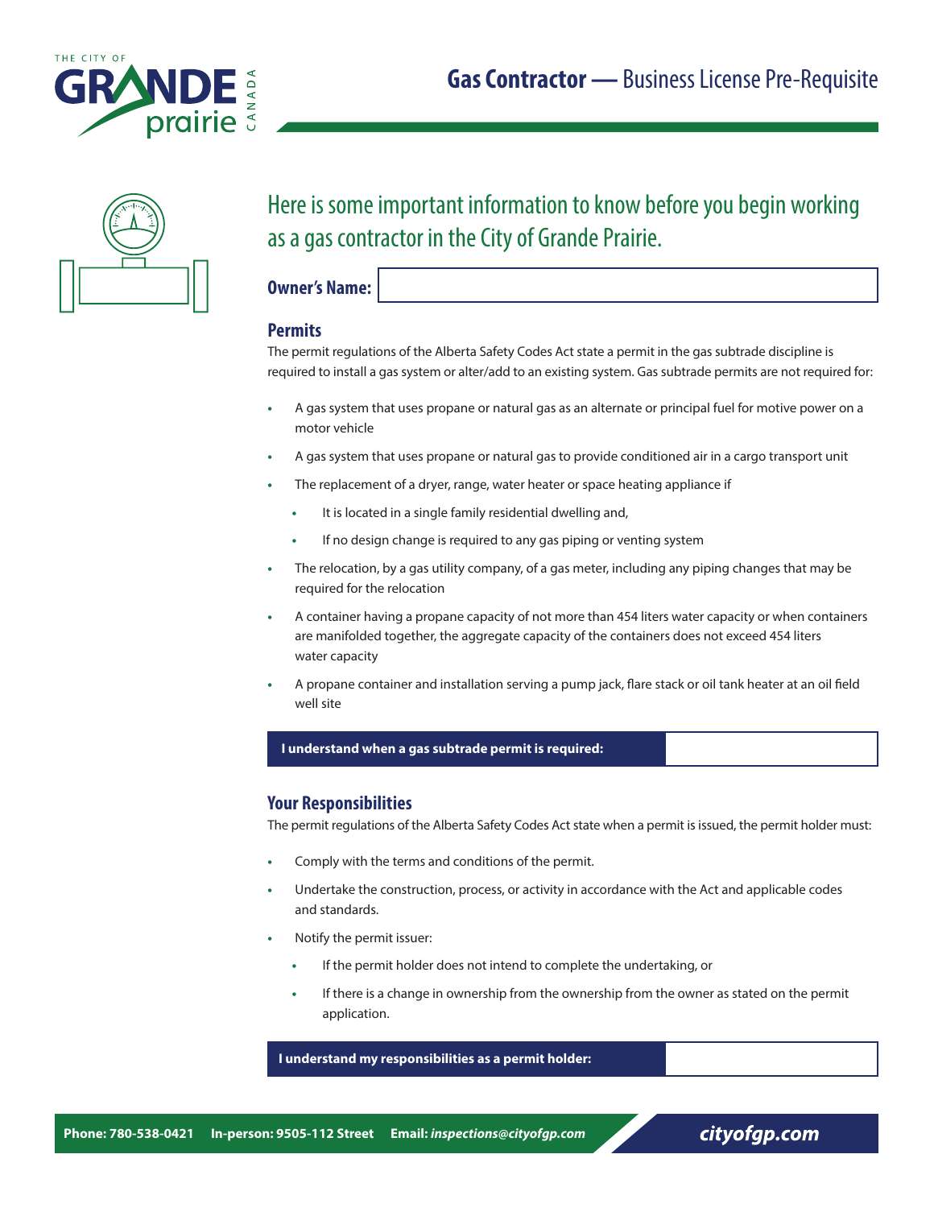# Gas Contractor — Business License Pre-Requisite

## Here is some important information to know before you begin working as a gas contractor in the City of Grande Prairie.

**Owner's Name:**

### Permits

The permit regulations of the Alberta Safety Codes Act state a permit in the gas subtrade discipline is required to install a gas system or alter/add to an existing system. Gas subtrade permits are not required for:

- A gas system that uses propane or natural gas as an alternate or principal fuel for motive power on a motor vehicle
- A gas system that uses propane or natural gas to provide conditioned air in a cargo transport unit
- The replacement of a dryer, range, water heater or space heating appliance if
  - It is located in a single family residential dwelling and,
  - If no design change is required to any gas piping or venting system
- The relocation, by a gas utility company, of a gas meter, including any piping changes that may be required for the relocation
- A container having a propane capacity of not more than 454 liters water capacity or when containers are manifolded together, the aggregate capacity of the containers does not exceed 454 liters water capacity
- A propane container and installation serving a pump jack, flare stack or oil tank heater at an oil field well site

**I understand when a gas subtrade permit is required:**

### Your Responsibilities

The permit regulations of the Alberta Safety Codes Act state when a permit is issued, the permit holder must:

- Comply with the terms and conditions of the permit.
- Undertake the construction, process, or activity in accordance with the Act and applicable codes and standards.
- Notify the permit issuer:
  - If the permit holder does not intend to complete the undertaking, or
  - If there is a change in ownership from the ownership from the owner as stated on the permit application.

**I understand my responsibilities as a permit holder:**

**Phone: 780-538-0421** **In-person: 9505-112 Street** **Email:** ***inspections@cityofgp.com*** ***cityofgp.com***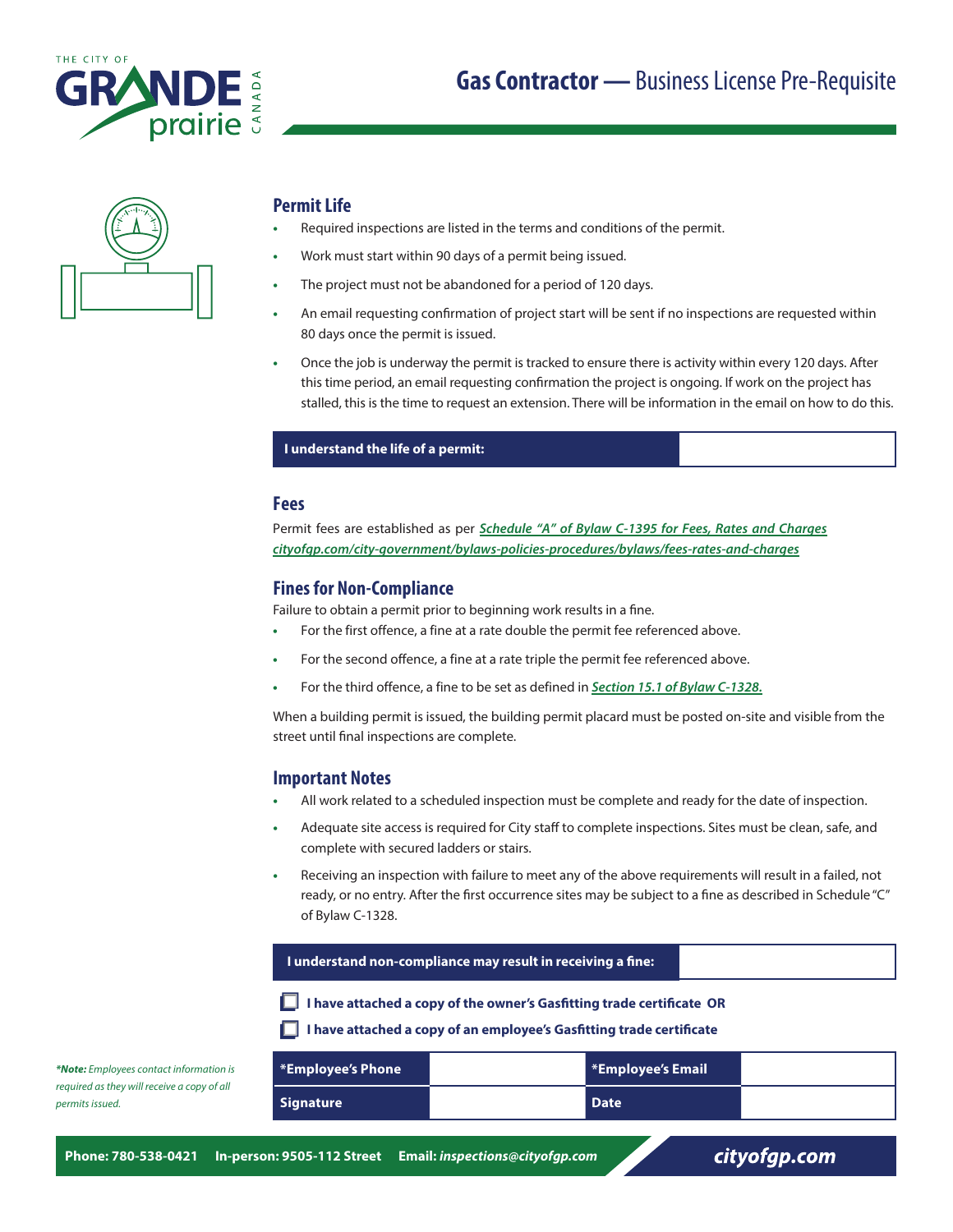# Gas Contractor — Business License Pre-Requisite

## Permit Life

- Required inspections are listed in the terms and conditions of the permit.
- Work must start within 90 days of a permit being issued.
- The project must not be abandoned for a period of 120 days.
- An email requesting confirmation of project start will be sent if no inspections are requested within 80 days once the permit is issued.
- Once the job is underway the permit is tracked to ensure there is activity within every 120 days. After this time period, an email requesting confirmation the project is ongoing. If work on the project has stalled, this is the time to request an extension. There will be information in the email on how to do this.

| | |
|---|---|
| **I understand the life of a permit:** | |

## Fees

Permit fees are established as per ***Schedule "A" of Bylaw C-1395 for Fees, Rates and Charges cityofgp.com/city-government/bylaws-policies-procedures/bylaws/fees-rates-and-charges***

## Fines for Non-Compliance

Failure to obtain a permit prior to beginning work results in a fine.

- For the first offence, a fine at a rate double the permit fee referenced above.
- For the second offence, a fine at a rate triple the permit fee referenced above.
- For the third offence, a fine to be set as defined in ***Section 15.1 of Bylaw C-1328.***

When a building permit is issued, the building permit placard must be posted on-site and visible from the street until final inspections are complete.

## Important Notes

- All work related to a scheduled inspection must be complete and ready for the date of inspection.
- Adequate site access is required for City staff to complete inspections. Sites must be clean, safe, and complete with secured ladders or stairs.
- Receiving an inspection with failure to meet any of the above requirements will result in a failed, not ready, or no entry. After the first occurrence sites may be subject to a fine as described in Schedule "C" of Bylaw C-1328.

| | |
|---|---|
| **I understand non-compliance may result in receiving a fine:** | |

☐ **I have attached a copy of the owner's Gasfitting trade certificate OR**

☐ **I have attached a copy of an employee's Gasfitting trade certificate**

| | | | |
|---|---|---|---|
| **\*Employee's Phone** | | **\*Employee's Email** | |
| **Signature** | | **Date** | |

***Note:** Employees contact information is required as they will receive a copy of all permits issued.*

**Phone:** 780-538-0421 **In-person:** 9505-112 Street **Email:** *inspections@cityofgp.com* ***cityofgp.com***